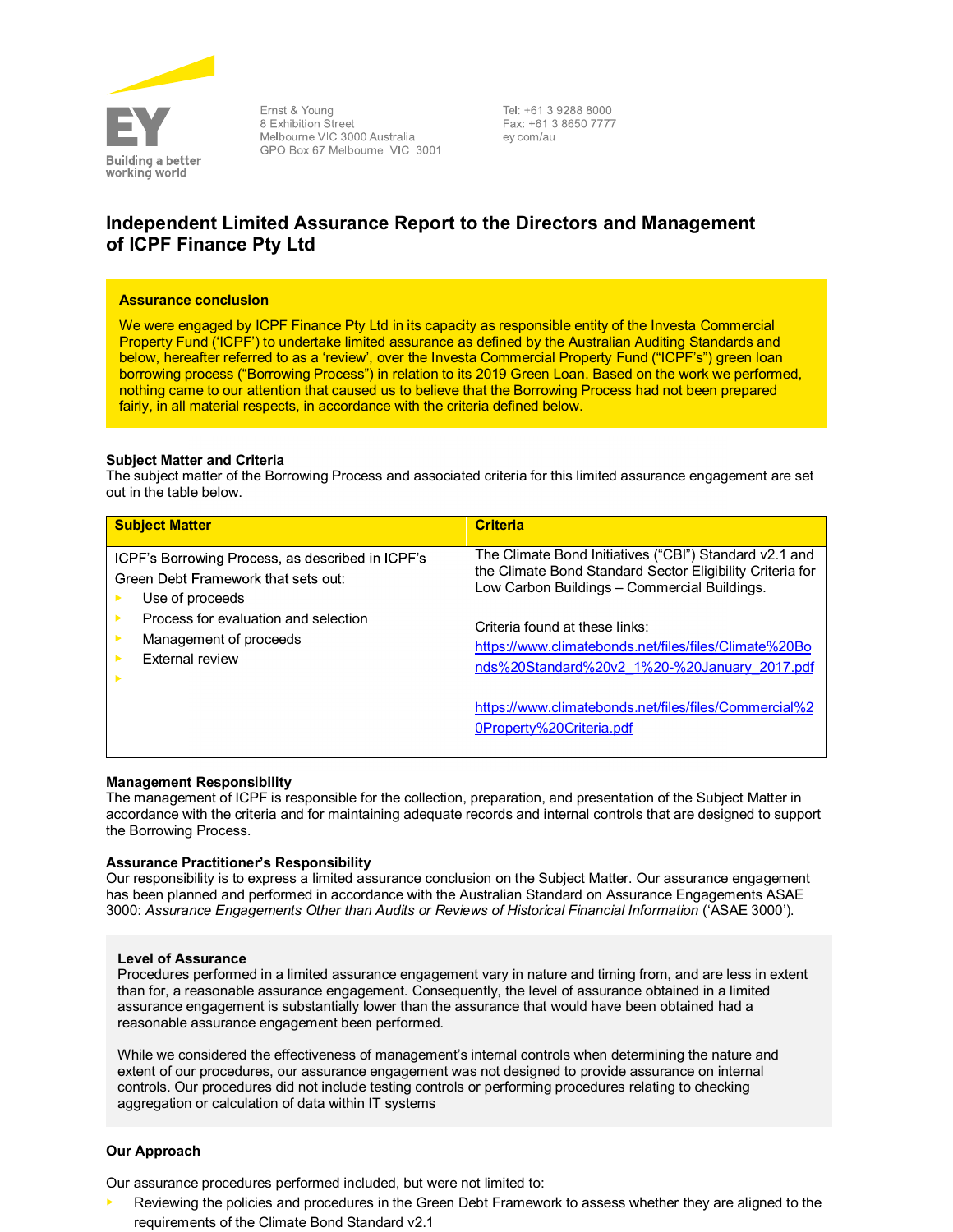Ernst & Young
8 Exhibition Street
Melbourne VIC 3000 Australia
GPO Box 67 Melbourne VIC 3001

Tel: +61 3 9288 8000
Fax: +61 3 8650 7777
ey.com/au

# Independent Limited Assurance Report to the Directors and Management of ICPF Finance Pty Ltd

**Assurance conclusion**

We were engaged by ICPF Finance Pty Ltd in its capacity as responsible entity of the Investa Commercial Property Fund ('ICPF') to undertake limited assurance as defined by the Australian Auditing Standards and below, hereafter referred to as a 'review', over the Investa Commercial Property Fund ("ICPF's") green loan borrowing process ("Borrowing Process") in relation to its 2019 Green Loan. Based on the work we performed, nothing came to our attention that caused us to believe that the Borrowing Process had not been prepared fairly, in all material respects, in accordance with the criteria defined below.

**Subject Matter and Criteria**

The subject matter of the Borrowing Process and associated criteria for this limited assurance engagement are set out in the table below.

| Subject Matter | Criteria |
|---|---|
| ICPF's Borrowing Process, as described in ICPF's Green Debt Framework that sets out:<br>- Use of proceeds<br>- Process for evaluation and selection<br>- Management of proceeds<br>- External review | The Climate Bond Initiatives ("CBI") Standard v2.1 and the Climate Bond Standard Sector Eligibility Criteria for Low Carbon Buildings – Commercial Buildings.<br><br>Criteria found at these links:<br>https://www.climatebonds.net/files/files/Climate%20Bonds%20Standard%20v2_1%20-%20January_2017.pdf<br><br>https://www.climatebonds.net/files/files/Commercial%20Property%20Criteria.pdf |

**Management Responsibility**

The management of ICPF is responsible for the collection, preparation, and presentation of the Subject Matter in accordance with the criteria and for maintaining adequate records and internal controls that are designed to support the Borrowing Process.

**Assurance Practitioner's Responsibility**

Our responsibility is to express a limited assurance conclusion on the Subject Matter. Our assurance engagement has been planned and performed in accordance with the Australian Standard on Assurance Engagements ASAE 3000: *Assurance Engagements Other than Audits or Reviews of Historical Financial Information* ('ASAE 3000').

**Level of Assurance**

Procedures performed in a limited assurance engagement vary in nature and timing from, and are less in extent than for, a reasonable assurance engagement. Consequently, the level of assurance obtained in a limited assurance engagement is substantially lower than the assurance that would have been obtained had a reasonable assurance engagement been performed.

While we considered the effectiveness of management's internal controls when determining the nature and extent of our procedures, our assurance engagement was not designed to provide assurance on internal controls. Our procedures did not include testing controls or performing procedures relating to checking aggregation or calculation of data within IT systems

**Our Approach**

Our assurance procedures performed included, but were not limited to:

- Reviewing the policies and procedures in the Green Debt Framework to assess whether they are aligned to the requirements of the Climate Bond Standard v2.1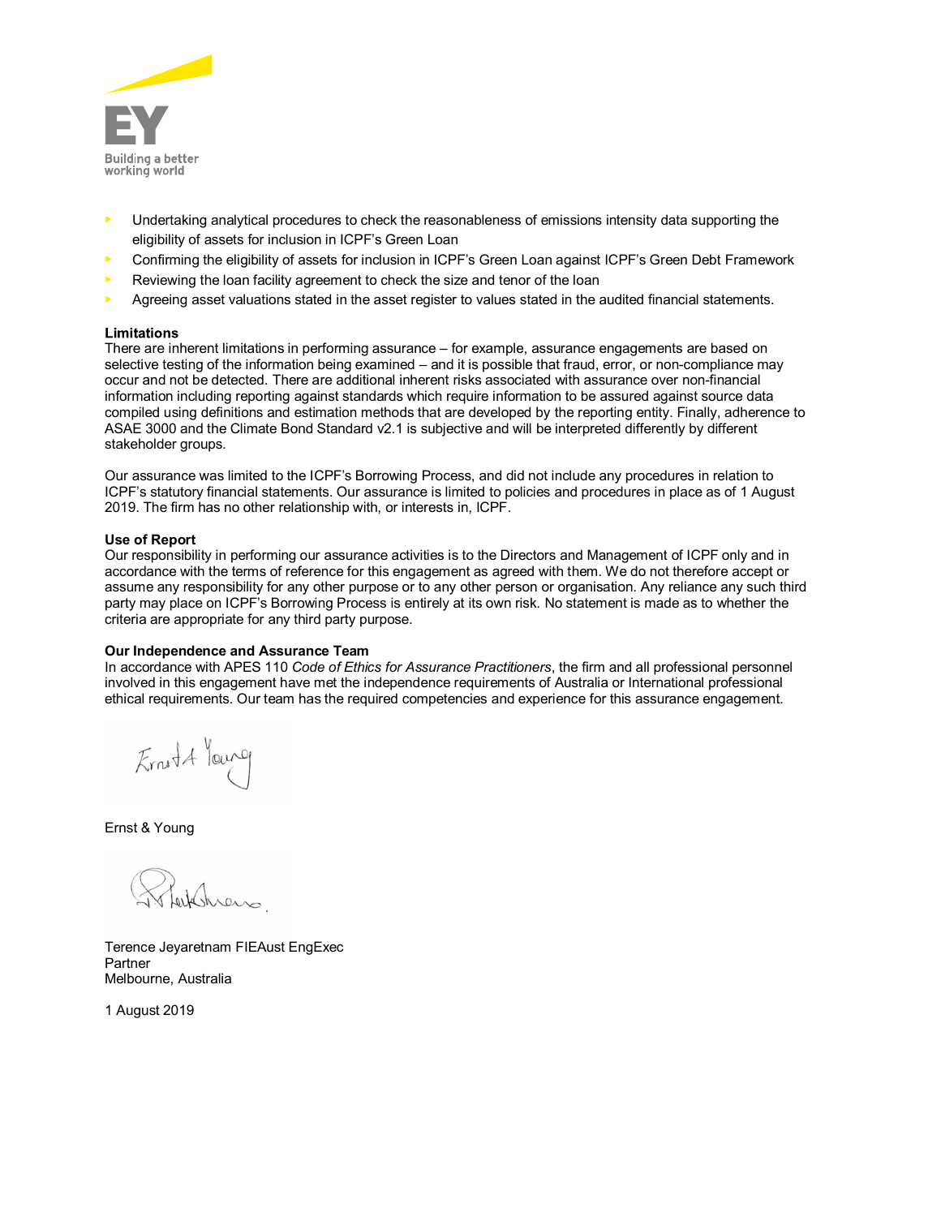- Undertaking analytical procedures to check the reasonableness of emissions intensity data supporting the eligibility of assets for inclusion in ICPF's Green Loan
- Confirming the eligibility of assets for inclusion in ICPF's Green Loan against ICPF's Green Debt Framework
- Reviewing the loan facility agreement to check the size and tenor of the loan
- Agreeing asset valuations stated in the asset register to values stated in the audited financial statements.

**Limitations**
There are inherent limitations in performing assurance – for example, assurance engagements are based on selective testing of the information being examined – and it is possible that fraud, error, or non-compliance may occur and not be detected. There are additional inherent risks associated with assurance over non-financial information including reporting against standards which require information to be assured against source data compiled using definitions and estimation methods that are developed by the reporting entity. Finally, adherence to ASAE 3000 and the Climate Bond Standard v2.1 is subjective and will be interpreted differently by different stakeholder groups.

Our assurance was limited to the ICPF's Borrowing Process, and did not include any procedures in relation to ICPF's statutory financial statements. Our assurance is limited to policies and procedures in place as of 1 August 2019. The firm has no other relationship with, or interests in, ICPF.

**Use of Report**
Our responsibility in performing our assurance activities is to the Directors and Management of ICPF only and in accordance with the terms of reference for this engagement as agreed with them. We do not therefore accept or assume any responsibility for any other purpose or to any other person or organisation. Any reliance any such third party may place on ICPF's Borrowing Process is entirely at its own risk. No statement is made as to whether the criteria are appropriate for any third party purpose.

**Our Independence and Assurance Team**
In accordance with APES 110 *Code of Ethics for Assurance Practitioners*, the firm and all professional personnel involved in this engagement have met the independence requirements of Australia or International professional ethical requirements. Our team has the required competencies and experience for this assurance engagement.

Ernst & Young

Terence Jeyaretnam FIEAust EngExec
Partner
Melbourne, Australia

1 August 2019